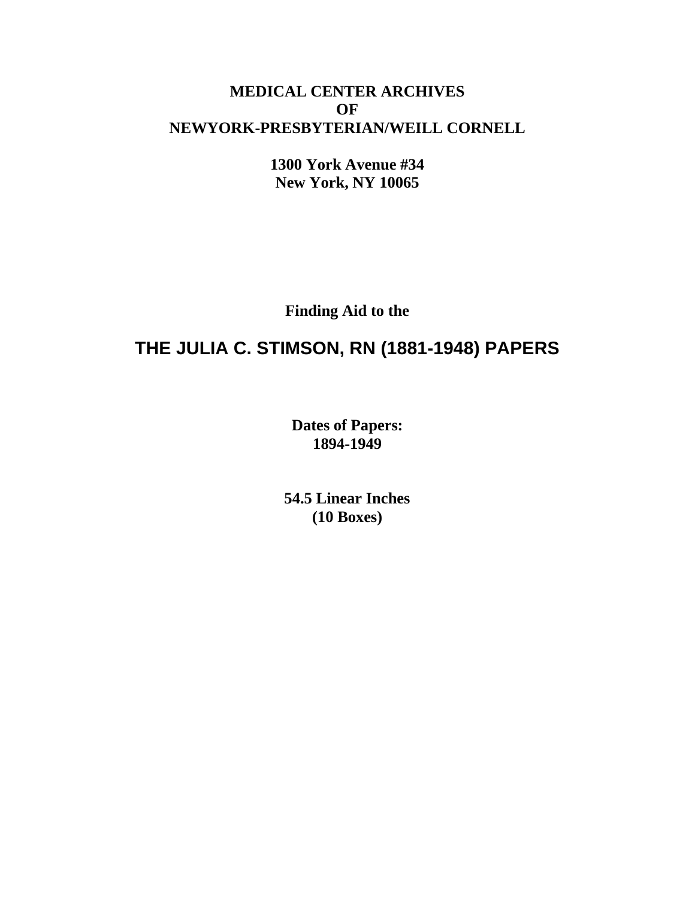**MEDICAL CENTER ARCHIVES**
**OF**
**NEWYORK-PRESBYTERIAN/WEILL CORNELL**

**1300 York Avenue #34**
**New York, NY 10065**

**Finding Aid to the**

# THE JULIA C. STIMSON, RN (1881-1948) PAPERS

**Dates of Papers:**
**1894-1949**

**54.5 Linear Inches**
**(10 Boxes)**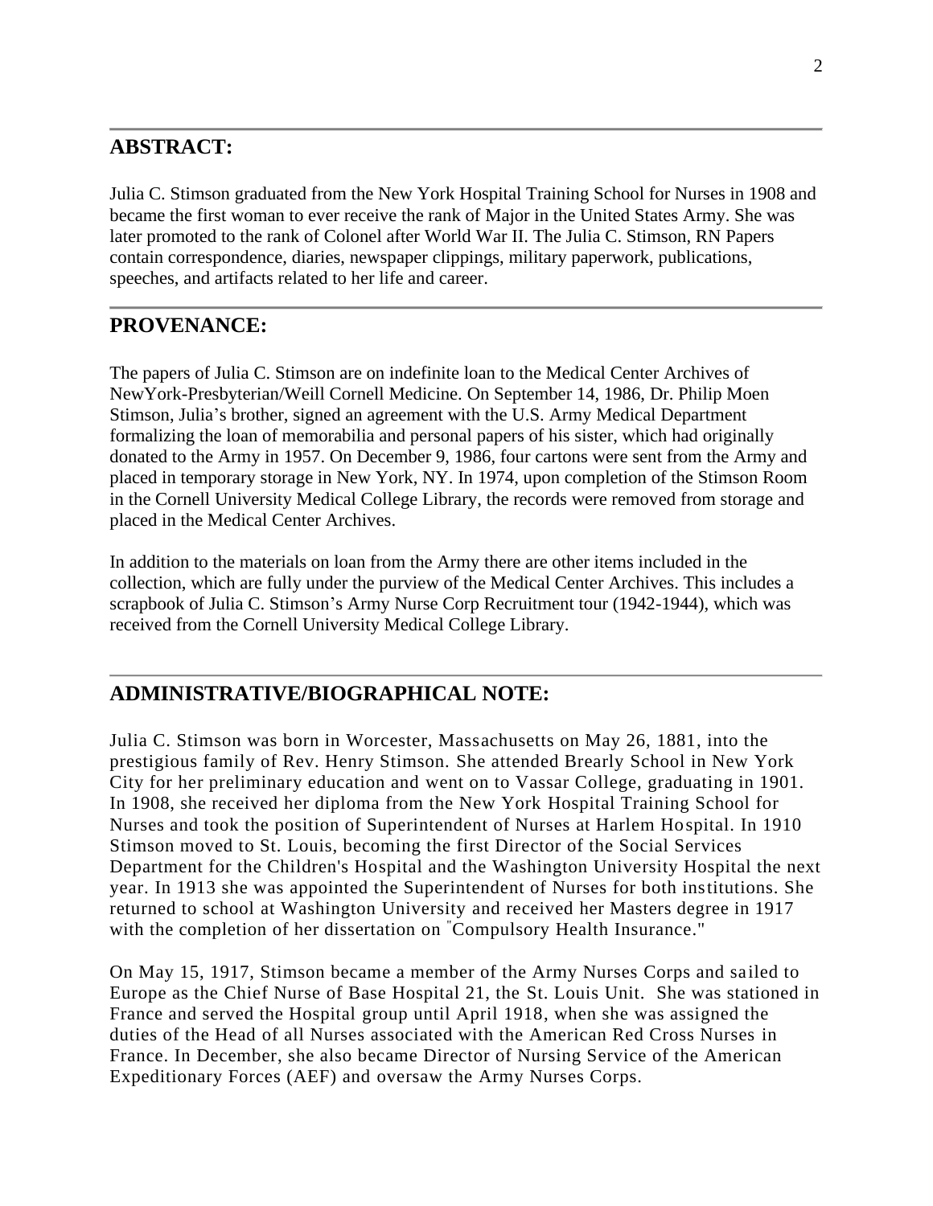## ABSTRACT:

Julia C. Stimson graduated from the New York Hospital Training School for Nurses in 1908 and became the first woman to ever receive the rank of Major in the United States Army. She was later promoted to the rank of Colonel after World War II. The Julia C. Stimson, RN Papers contain correspondence, diaries, newspaper clippings, military paperwork, publications, speeches, and artifacts related to her life and career.

## PROVENANCE:

The papers of Julia C. Stimson are on indefinite loan to the Medical Center Archives of NewYork-Presbyterian/Weill Cornell Medicine. On September 14, 1986, Dr. Philip Moen Stimson, Julia's brother, signed an agreement with the U.S. Army Medical Department formalizing the loan of memorabilia and personal papers of his sister, which had originally donated to the Army in 1957. On December 9, 1986, four cartons were sent from the Army and placed in temporary storage in New York, NY. In 1974, upon completion of the Stimson Room in the Cornell University Medical College Library, the records were removed from storage and placed in the Medical Center Archives.

In addition to the materials on loan from the Army there are other items included in the collection, which are fully under the purview of the Medical Center Archives. This includes a scrapbook of Julia C. Stimson's Army Nurse Corp Recruitment tour (1942-1944), which was received from the Cornell University Medical College Library.

## ADMINISTRATIVE/BIOGRAPHICAL NOTE:

Julia C. Stimson was born in Worcester, Massachusetts on May 26, 1881, into the prestigious family of Rev. Henry Stimson. She attended Brearly School in New York City for her preliminary education and went on to Vassar College, graduating in 1901. In 1908, she received her diploma from the New York Hospital Training School for Nurses and took the position of Superintendent of Nurses at Harlem Hospital. In 1910 Stimson moved to St. Louis, becoming the first Director of the Social Services Department for the Children's Hospital and the Washington University Hospital the next year. In 1913 she was appointed the Superintendent of Nurses for both institutions. She returned to school at Washington University and received her Masters degree in 1917 with the completion of her dissertation on "Compulsory Health Insurance."

On May 15, 1917, Stimson became a member of the Army Nurses Corps and sailed to Europe as the Chief Nurse of Base Hospital 21, the St. Louis Unit. She was stationed in France and served the Hospital group until April 1918, when she was assigned the duties of the Head of all Nurses associated with the American Red Cross Nurses in France. In December, she also became Director of Nursing Service of the American Expeditionary Forces (AEF) and oversaw the Army Nurses Corps.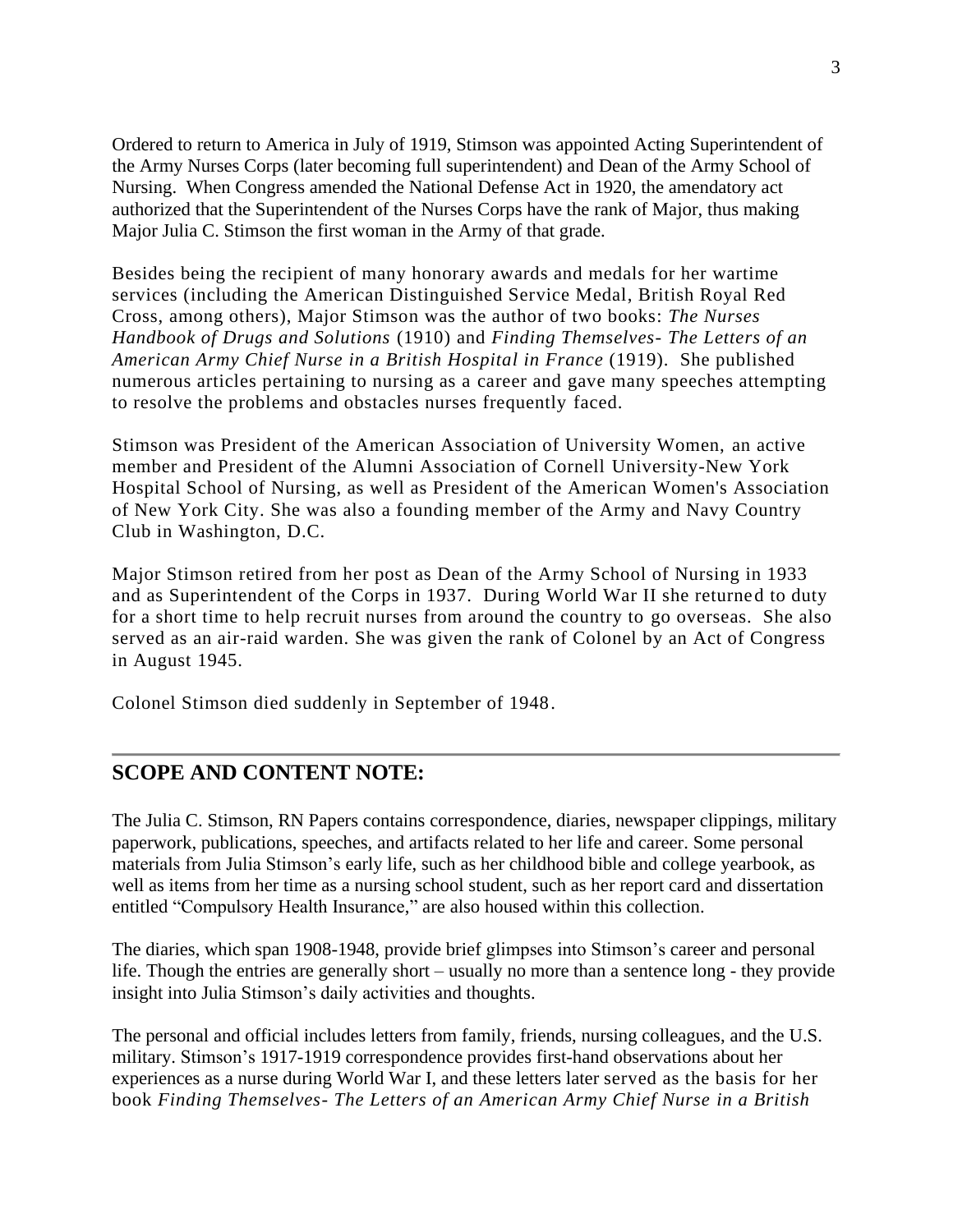Ordered to return to America in July of 1919, Stimson was appointed Acting Superintendent of the Army Nurses Corps (later becoming full superintendent) and Dean of the Army School of Nursing. When Congress amended the National Defense Act in 1920, the amendatory act authorized that the Superintendent of the Nurses Corps have the rank of Major, thus making Major Julia C. Stimson the first woman in the Army of that grade.

Besides being the recipient of many honorary awards and medals for her wartime services (including the American Distinguished Service Medal, British Royal Red Cross, among others), Major Stimson was the author of two books: *The Nurses Handbook of Drugs and Solutions* (1910) and *Finding Themselves- The Letters of an American Army Chief Nurse in a British Hospital in France* (1919). She published numerous articles pertaining to nursing as a career and gave many speeches attempting to resolve the problems and obstacles nurses frequently faced.

Stimson was President of the American Association of University Women, an active member and President of the Alumni Association of Cornell University-New York Hospital School of Nursing, as well as President of the American Women's Association of New York City. She was also a founding member of the Army and Navy Country Club in Washington, D.C.

Major Stimson retired from her post as Dean of the Army School of Nursing in 1933 and as Superintendent of the Corps in 1937. During World War II she returned to duty for a short time to help recruit nurses from around the country to go overseas. She also served as an air-raid warden. She was given the rank of Colonel by an Act of Congress in August 1945.

Colonel Stimson died suddenly in September of 1948.

## SCOPE AND CONTENT NOTE:

The Julia C. Stimson, RN Papers contains correspondence, diaries, newspaper clippings, military paperwork, publications, speeches, and artifacts related to her life and career. Some personal materials from Julia Stimson's early life, such as her childhood bible and college yearbook, as well as items from her time as a nursing school student, such as her report card and dissertation entitled "Compulsory Health Insurance," are also housed within this collection.

The diaries, which span 1908-1948, provide brief glimpses into Stimson's career and personal life. Though the entries are generally short – usually no more than a sentence long - they provide insight into Julia Stimson's daily activities and thoughts.

The personal and official includes letters from family, friends, nursing colleagues, and the U.S. military. Stimson's 1917-1919 correspondence provides first-hand observations about her experiences as a nurse during World War I, and these letters later served as the basis for her book *Finding Themselves- The Letters of an American Army Chief Nurse in a British*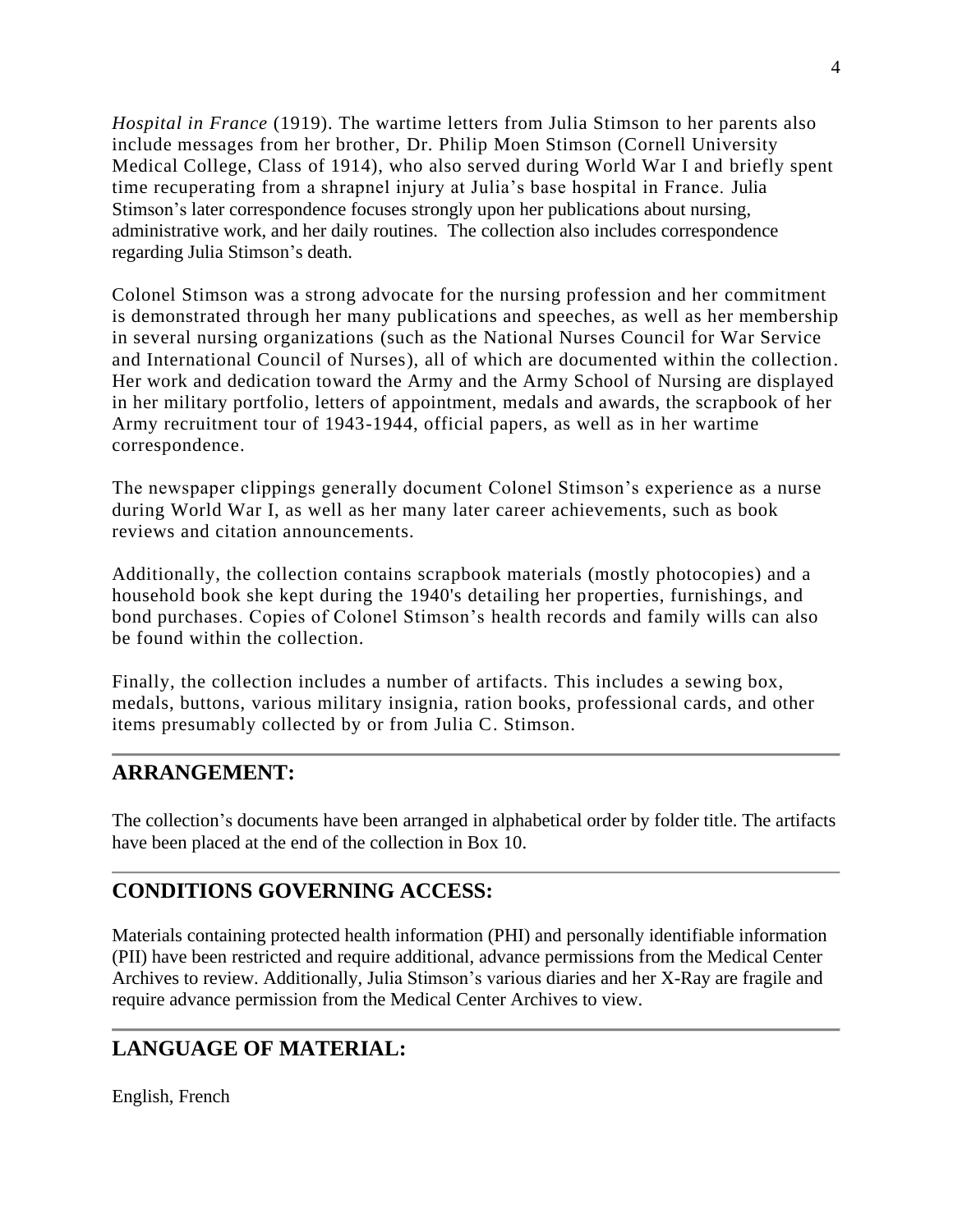*Hospital in France* (1919). The wartime letters from Julia Stimson to her parents also include messages from her brother, Dr. Philip Moen Stimson (Cornell University Medical College, Class of 1914), who also served during World War I and briefly spent time recuperating from a shrapnel injury at Julia's base hospital in France. Julia Stimson's later correspondence focuses strongly upon her publications about nursing, administrative work, and her daily routines. The collection also includes correspondence regarding Julia Stimson's death.

Colonel Stimson was a strong advocate for the nursing profession and her commitment is demonstrated through her many publications and speeches, as well as her membership in several nursing organizations (such as the National Nurses Council for War Service and International Council of Nurses), all of which are documented within the collection. Her work and dedication toward the Army and the Army School of Nursing are displayed in her military portfolio, letters of appointment, medals and awards, the scrapbook of her Army recruitment tour of 1943-1944, official papers, as well as in her wartime correspondence.

The newspaper clippings generally document Colonel Stimson's experience as a nurse during World War I, as well as her many later career achievements, such as book reviews and citation announcements.

Additionally, the collection contains scrapbook materials (mostly photocopies) and a household book she kept during the 1940's detailing her properties, furnishings, and bond purchases. Copies of Colonel Stimson's health records and family wills can also be found within the collection.

Finally, the collection includes a number of artifacts. This includes a sewing box, medals, buttons, various military insignia, ration books, professional cards, and other items presumably collected by or from Julia C. Stimson.

## ARRANGEMENT:

The collection's documents have been arranged in alphabetical order by folder title. The artifacts have been placed at the end of the collection in Box 10.

## CONDITIONS GOVERNING ACCESS:

Materials containing protected health information (PHI) and personally identifiable information (PII) have been restricted and require additional, advance permissions from the Medical Center Archives to review. Additionally, Julia Stimson's various diaries and her X-Ray are fragile and require advance permission from the Medical Center Archives to view.

## LANGUAGE OF MATERIAL:

English, French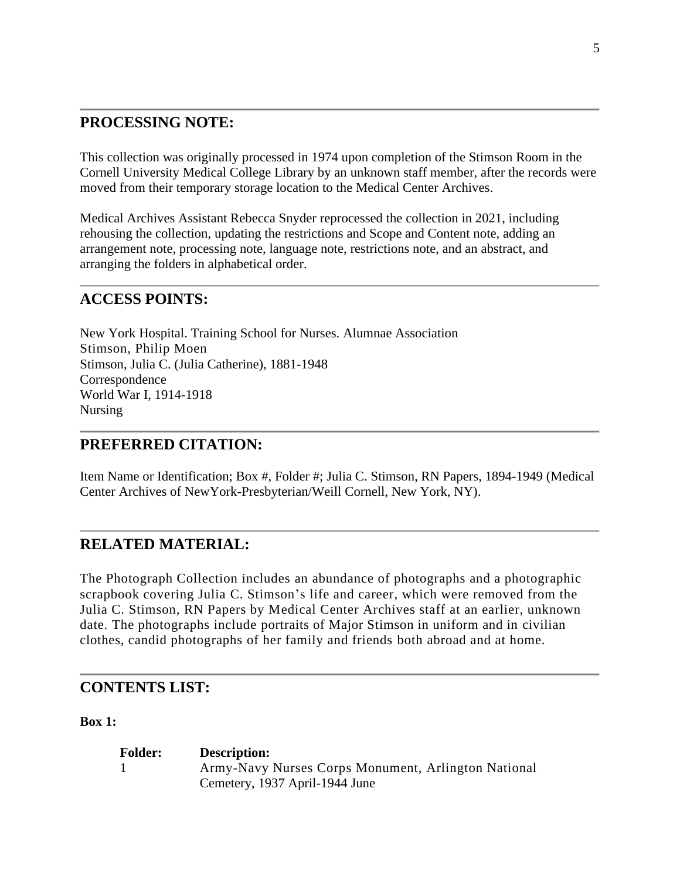## PROCESSING NOTE:

This collection was originally processed in 1974 upon completion of the Stimson Room in the Cornell University Medical College Library by an unknown staff member, after the records were moved from their temporary storage location to the Medical Center Archives.

Medical Archives Assistant Rebecca Snyder reprocessed the collection in 2021, including rehousing the collection, updating the restrictions and Scope and Content note, adding an arrangement note, processing note, language note, restrictions note, and an abstract, and arranging the folders in alphabetical order.

## ACCESS POINTS:

New York Hospital. Training School for Nurses. Alumnae Association
Stimson, Philip Moen
Stimson, Julia C. (Julia Catherine), 1881-1948
Correspondence
World War I, 1914-1918
Nursing

## PREFERRED CITATION:

Item Name or Identification; Box #, Folder #; Julia C. Stimson, RN Papers, 1894-1949 (Medical Center Archives of NewYork-Presbyterian/Weill Cornell, New York, NY).

## RELATED MATERIAL:

The Photograph Collection includes an abundance of photographs and a photographic scrapbook covering Julia C. Stimson's life and career, which were removed from the Julia C. Stimson, RN Papers by Medical Center Archives staff at an earlier, unknown date. The photographs include portraits of Major Stimson in uniform and in civilian clothes, candid photographs of her family and friends both abroad and at home.

## CONTENTS LIST:

**Box 1:**

| Folder: | Description: |
|---|---|
| 1 | Army-Navy Nurses Corps Monument, Arlington National Cemetery, 1937 April-1944 June |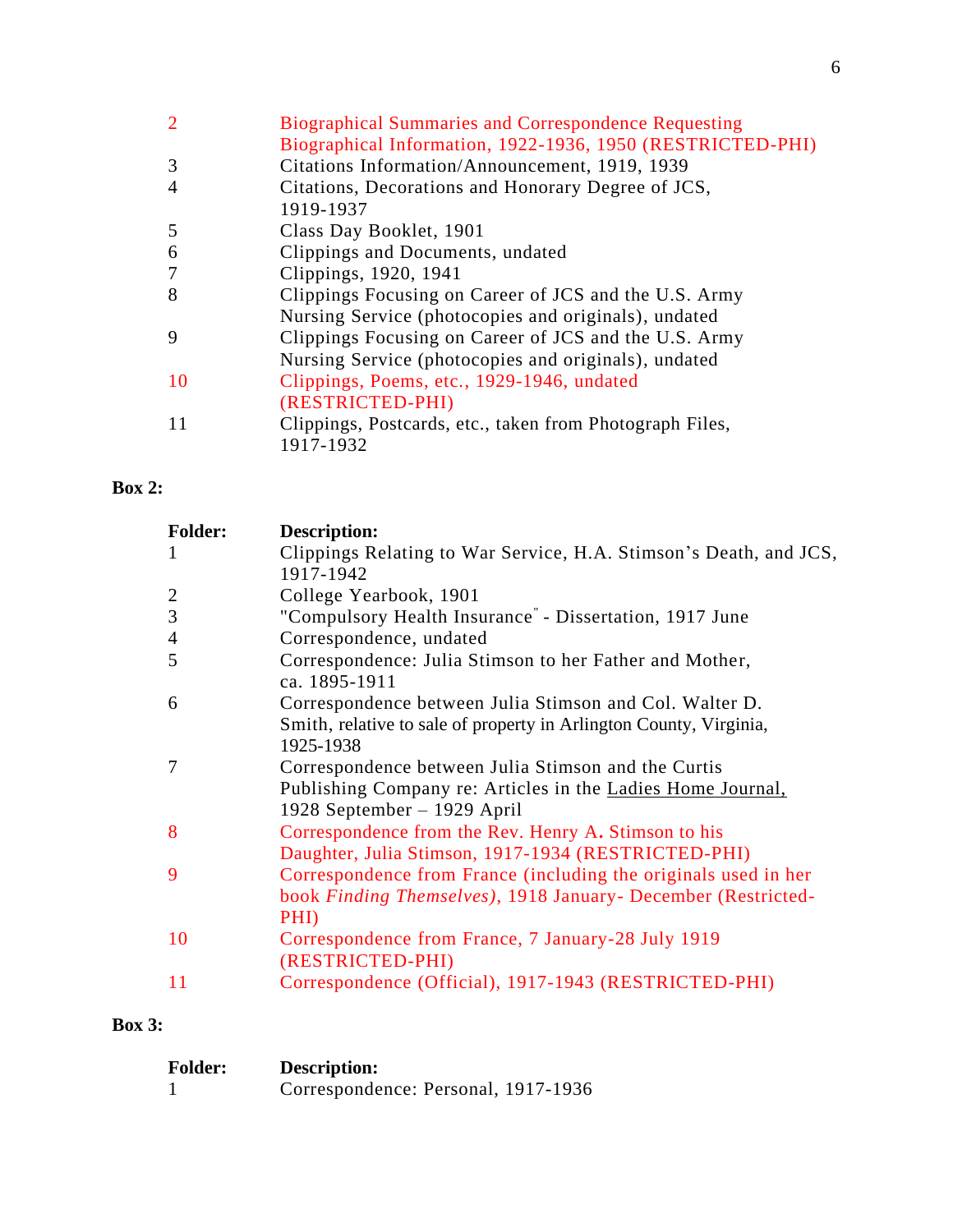| | |
|---|---|
| 2 | Biographical Summaries and Correspondence Requesting Biographical Information, 1922-1936, 1950 (RESTRICTED-PHI) |
| 3 | Citations Information/Announcement, 1919, 1939 |
| 4 | Citations, Decorations and Honorary Degree of JCS, 1919-1937 |
| 5 | Class Day Booklet, 1901 |
| 6 | Clippings and Documents, undated |
| 7 | Clippings, 1920, 1941 |
| 8 | Clippings Focusing on Career of JCS and the U.S. Army Nursing Service (photocopies and originals), undated |
| 9 | Clippings Focusing on Career of JCS and the U.S. Army Nursing Service (photocopies and originals), undated |
| 10 | Clippings, Poems, etc., 1929-1946, undated (RESTRICTED-PHI) |
| 11 | Clippings, Postcards, etc., taken from Photograph Files, 1917-1932 |

**Box 2:**

| Folder: | Description: |
|---|---|
| 1 | Clippings Relating to War Service, H.A. Stimson's Death, and JCS, 1917-1942 |
| 2 | College Yearbook, 1901 |
| 3 | "Compulsory Health Insurance" - Dissertation, 1917 June |
| 4 | Correspondence, undated |
| 5 | Correspondence: Julia Stimson to her Father and Mother, ca. 1895-1911 |
| 6 | Correspondence between Julia Stimson and Col. Walter D. Smith, relative to sale of property in Arlington County, Virginia, 1925-1938 |
| 7 | Correspondence between Julia Stimson and the Curtis Publishing Company re: Articles in the Ladies Home Journal, 1928 September – 1929 April |
| 8 | Correspondence from the Rev. Henry A. Stimson to his Daughter, Julia Stimson, 1917-1934 (RESTRICTED-PHI) |
| 9 | Correspondence from France (including the originals used in her book *Finding Themselves*), 1918 January- December (Restricted-PHI) |
| 10 | Correspondence from France, 7 January-28 July 1919 (RESTRICTED-PHI) |
| 11 | Correspondence (Official), 1917-1943 (RESTRICTED-PHI) |

**Box 3:**

| Folder: | Description: |
|---|---|
| 1 | Correspondence: Personal, 1917-1936 |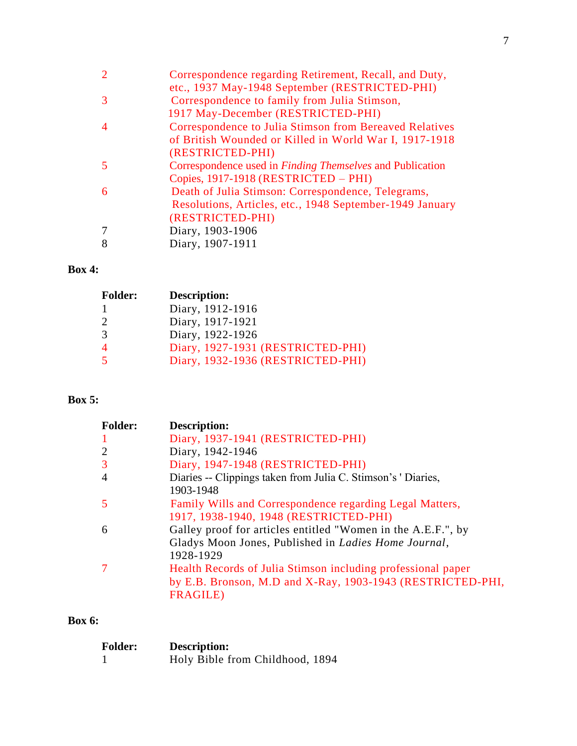| Folder: | Description: |
|---|---|
| 2 | Correspondence regarding Retirement, Recall, and Duty, etc., 1937 May-1948 September (RESTRICTED-PHI) |
| 3 | Correspondence to family from Julia Stimson, 1917 May-December (RESTRICTED-PHI) |
| 4 | Correspondence to Julia Stimson from Bereaved Relatives of British Wounded or Killed in World War I, 1917-1918 (RESTRICTED-PHI) |
| 5 | Correspondence used in *Finding Themselves* and Publication Copies, 1917-1918 (RESTRICTED – PHI) |
| 6 | Death of Julia Stimson: Correspondence, Telegrams, Resolutions, Articles, etc., 1948 September-1949 January (RESTRICTED-PHI) |
| 7 | Diary, 1903-1906 |
| 8 | Diary, 1907-1911 |

**Box 4:**

| Folder: | Description: |
|---|---|
| 1 | Diary, 1912-1916 |
| 2 | Diary, 1917-1921 |
| 3 | Diary, 1922-1926 |
| 4 | Diary, 1927-1931 (RESTRICTED-PHI) |
| 5 | Diary, 1932-1936 (RESTRICTED-PHI) |

**Box 5:**

| Folder: | Description: |
|---|---|
| 1 | Diary, 1937-1941 (RESTRICTED-PHI) |
| 2 | Diary, 1942-1946 |
| 3 | Diary, 1947-1948 (RESTRICTED-PHI) |
| 4 | Diaries -- Clippings taken from Julia C. Stimson's ' Diaries, 1903-1948 |
| 5 | Family Wills and Correspondence regarding Legal Matters, 1917, 1938-1940, 1948 (RESTRICTED-PHI) |
| 6 | Galley proof for articles entitled "Women in the A.E.F.", by Gladys Moon Jones, Published in *Ladies Home Journal*, 1928-1929 |
| 7 | Health Records of Julia Stimson including professional paper by E.B. Bronson, M.D and X-Ray, 1903-1943 (RESTRICTED-PHI, FRAGILE) |

**Box 6:**

| Folder: | Description: |
|---|---|
| 1 | Holy Bible from Childhood, 1894 |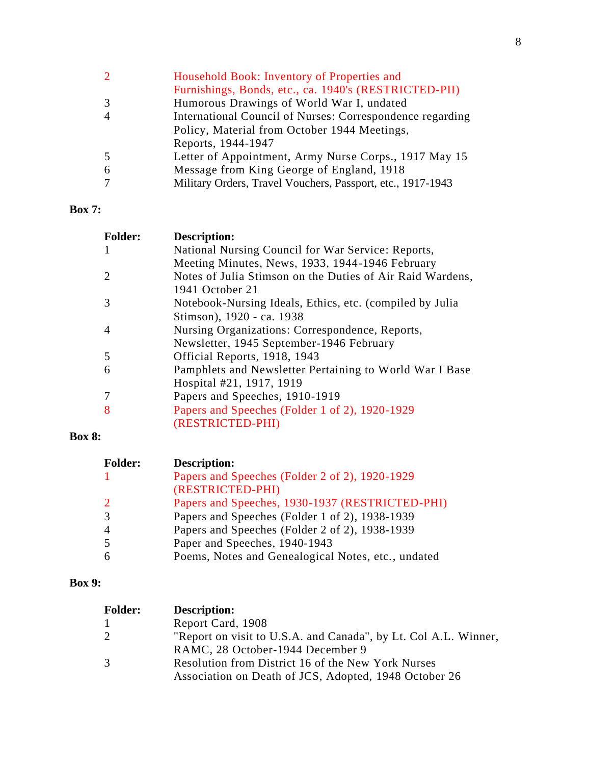| | |
|---|---|
| 2 | Household Book: Inventory of Properties and Furnishings, Bonds, etc., ca. 1940's (RESTRICTED-PII) |
| 3 | Humorous Drawings of World War I, undated |
| 4 | International Council of Nurses: Correspondence regarding Policy, Material from October 1944 Meetings, Reports, 1944-1947 |
| 5 | Letter of Appointment, Army Nurse Corps., 1917 May 15 |
| 6 | Message from King George of England, 1918 |
| 7 | Military Orders, Travel Vouchers, Passport, etc., 1917-1943 |

**Box 7:**

| Folder: | Description: |
|---|---|
| 1 | National Nursing Council for War Service: Reports, Meeting Minutes, News, 1933, 1944-1946 February |
| 2 | Notes of Julia Stimson on the Duties of Air Raid Wardens, 1941 October 21 |
| 3 | Notebook-Nursing Ideals, Ethics, etc. (compiled by Julia Stimson), 1920 - ca. 1938 |
| 4 | Nursing Organizations: Correspondence, Reports, Newsletter, 1945 September-1946 February |
| 5 | Official Reports, 1918, 1943 |
| 6 | Pamphlets and Newsletter Pertaining to World War I Base Hospital #21, 1917, 1919 |
| 7 | Papers and Speeches, 1910-1919 |
| 8 | Papers and Speeches (Folder 1 of 2), 1920-1929 (RESTRICTED-PHI) |

**Box 8:**

| Folder: | Description: |
|---|---|
| 1 | Papers and Speeches (Folder 2 of 2), 1920-1929 (RESTRICTED-PHI) |
| 2 | Papers and Speeches, 1930-1937 (RESTRICTED-PHI) |
| 3 | Papers and Speeches (Folder 1 of 2), 1938-1939 |
| 4 | Papers and Speeches (Folder 2 of 2), 1938-1939 |
| 5 | Paper and Speeches, 1940-1943 |
| 6 | Poems, Notes and Genealogical Notes, etc., undated |

**Box 9:**

| Folder: | Description: |
|---|---|
| 1 | Report Card, 1908 |
| 2 | "Report on visit to U.S.A. and Canada", by Lt. Col A.L. Winner, RAMC, 28 October-1944 December 9 |
| 3 | Resolution from District 16 of the New York Nurses Association on Death of JCS, Adopted, 1948 October 26 |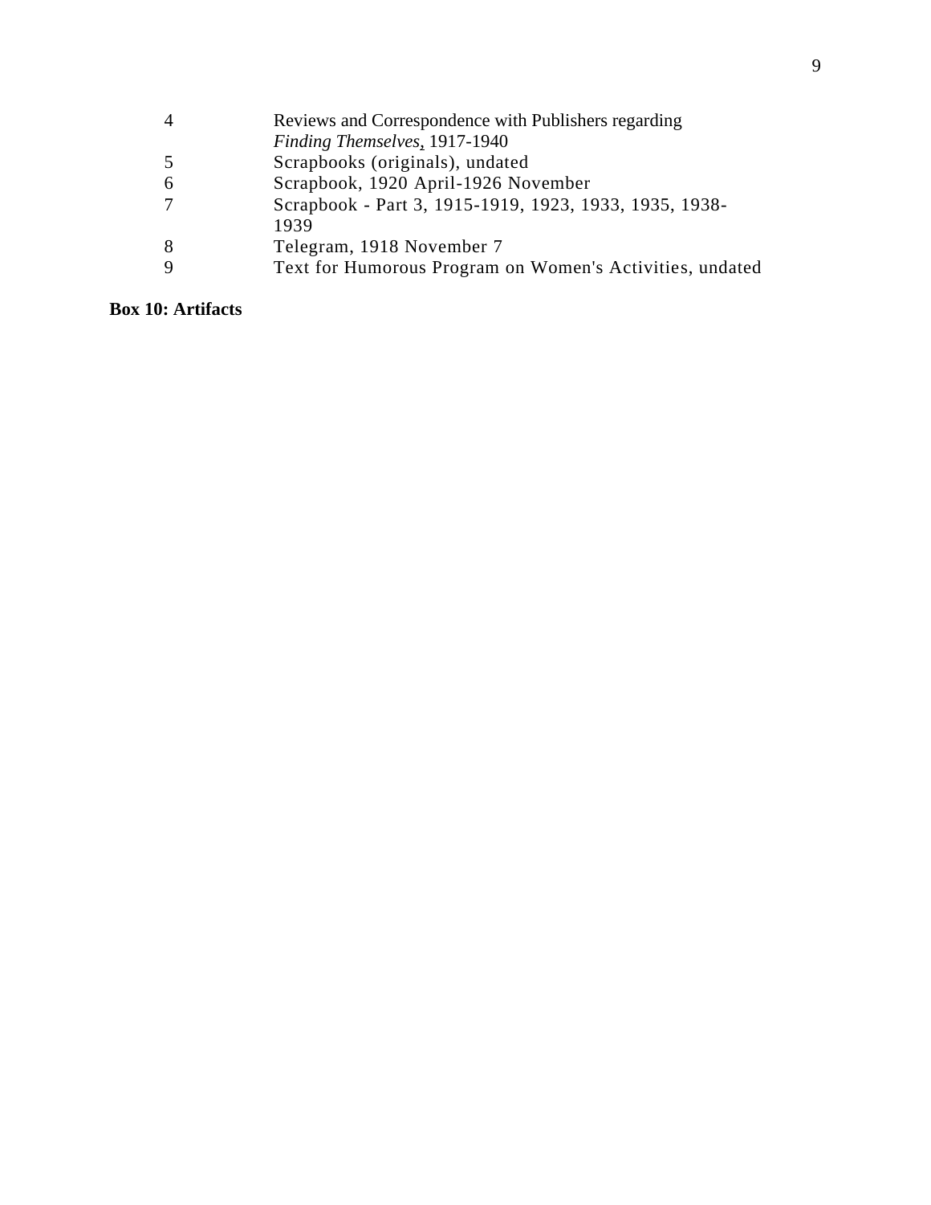| | |
|---|---|
| 4 | Reviews and Correspondence with Publishers regarding *Finding Themselves*, 1917-1940 |
| 5 | Scrapbooks (originals), undated |
| 6 | Scrapbook, 1920 April-1926 November |
| 7 | Scrapbook - Part 3, 1915-1919, 1923, 1933, 1935, 1938-1939 |
| 8 | Telegram, 1918 November 7 |
| 9 | Text for Humorous Program on Women's Activities, undated |

**Box 10: Artifacts**